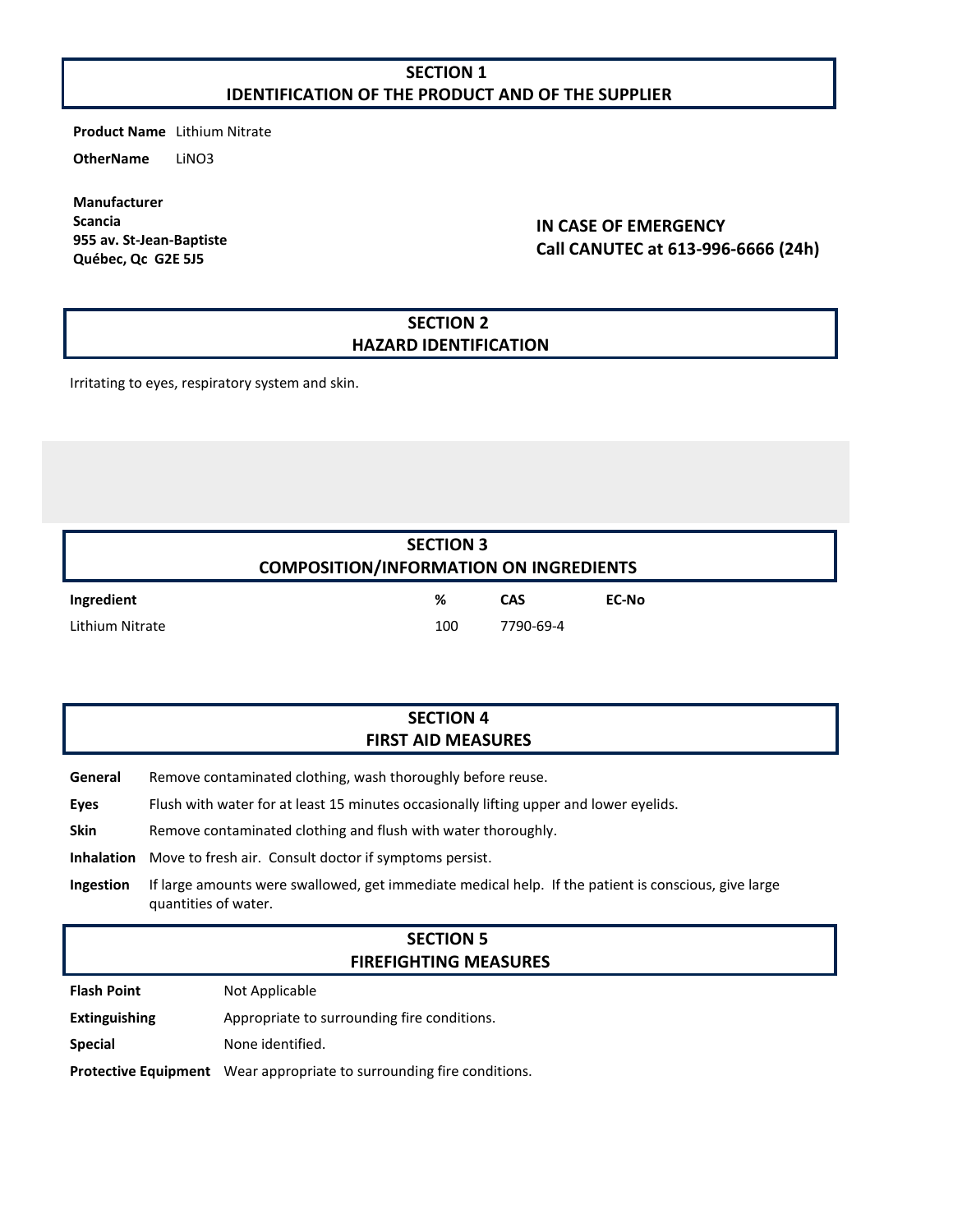## SECTION 1
## IDENTIFICATION OF THE PRODUCT AND OF THE SUPPLIER

**Product Name** Lithium Nitrate

**OtherName** $LiNO_3$

**Manufacturer**
**Scancia**
**955 av. St-Jean-Baptiste**
**Québec, Qc G2E 5J5**

**IN CASE OF EMERGENCY**
**Call CANUTEC at 613-996-6666 (24h)**

## SECTION 2
## HAZARD IDENTIFICATION

Irritating to eyes, respiratory system and skin.

## SECTION 3
## COMPOSITION/INFORMATION ON INGREDIENTS

| Ingredient | % | CAS | EC-No |
|---|---|---|---|
| Lithium Nitrate | 100 | 7790-69-4 | |

## SECTION 4
## FIRST AID MEASURES

**General** Remove contaminated clothing, wash thoroughly before reuse.

**Eyes** Flush with water for at least 15 minutes occasionally lifting upper and lower eyelids.

**Skin** Remove contaminated clothing and flush with water thoroughly.

**Inhalation** Move to fresh air. Consult doctor if symptoms persist.

**Ingestion** If large amounts were swallowed, get immediate medical help. If the patient is conscious, give large quantities of water.

## SECTION 5
## FIREFIGHTING MEASURES

**Flash Point** Not Applicable

**Extinguishing** Appropriate to surrounding fire conditions.

**Special** None identified.

**Protective Equipment** Wear appropriate to surrounding fire conditions.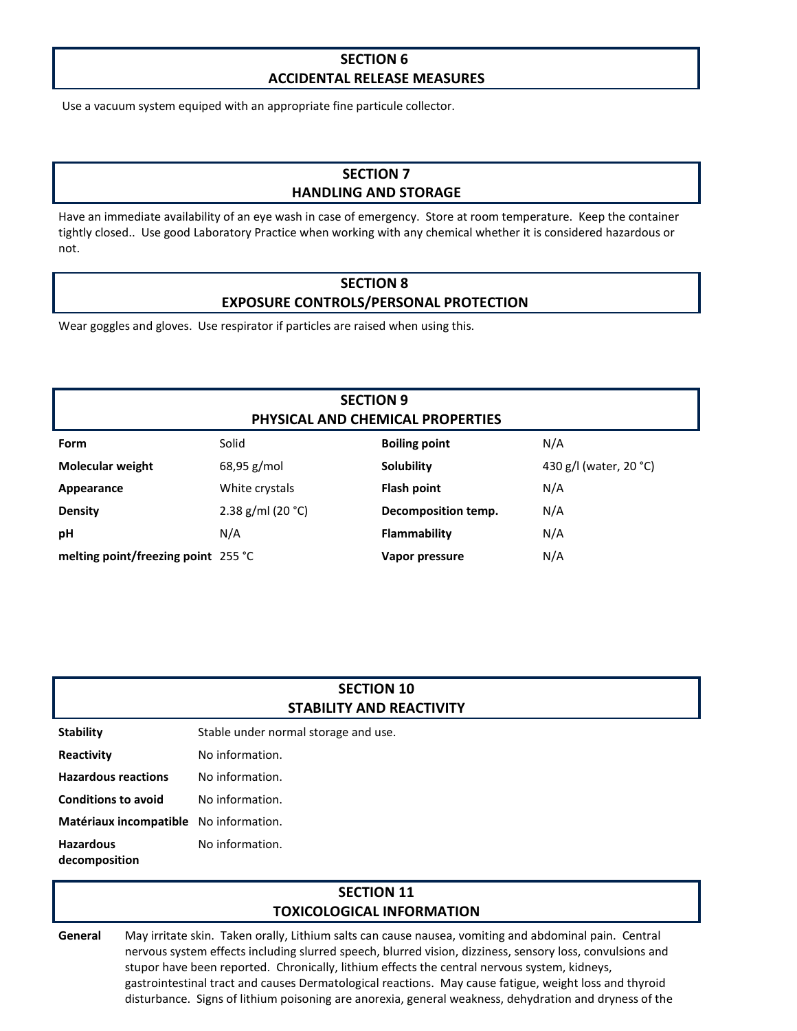## SECTION 6
## ACCIDENTAL RELEASE MEASURES

Use a vacuum system equiped with an appropriate fine particule collector.

## SECTION 7
## HANDLING AND STORAGE

Have an immediate availability of an eye wash in case of emergency. Store at room temperature. Keep the container tightly closed.. Use good Laboratory Practice when working with any chemical whether it is considered hazardous or not.

## SECTION 8
## EXPOSURE CONTROLS/PERSONAL PROTECTION

Wear goggles and gloves. Use respirator if particles are raised when using this.

## SECTION 9
## PHYSICAL AND CHEMICAL PROPERTIES

| | | | |
|---|---|---|---|
| **Form** | Solid | **Boiling point** | N/A |
| **Molecular weight** | 68,95 g/mol | **Solubility** | 430 g/l (water, 20 °C) |
| **Appearance** | White crystals | **Flash point** | N/A |
| **Density** | 2.38 g/ml (20 °C) | **Decomposition temp.** | N/A |
| **pH** | N/A | **Flammability** | N/A |
| **melting point/freezing point** | 255 °C | **Vapor pressure** | N/A |

## SECTION 10
## STABILITY AND REACTIVITY

| | |
|---|---|
| **Stability** | Stable under normal storage and use. |
| **Reactivity** | No information. |
| **Hazardous reactions** | No information. |
| **Conditions to avoid** | No information. |
| **Matériaux incompatible** | No information. |
| **Hazardous decomposition** | No information. |

## SECTION 11
## TOXICOLOGICAL INFORMATION

**General** May irritate skin. Taken orally, Lithium salts can cause nausea, vomiting and abdominal pain. Central nervous system effects including slurred speech, blurred vision, dizziness, sensory loss, convulsions and stupor have been reported. Chronically, lithium effects the central nervous system, kidneys, gastrointestinal tract and causes Dermatological reactions. May cause fatigue, weight loss and thyroid disturbance. Signs of lithium poisoning are anorexia, general weakness, dehydration and dryness of the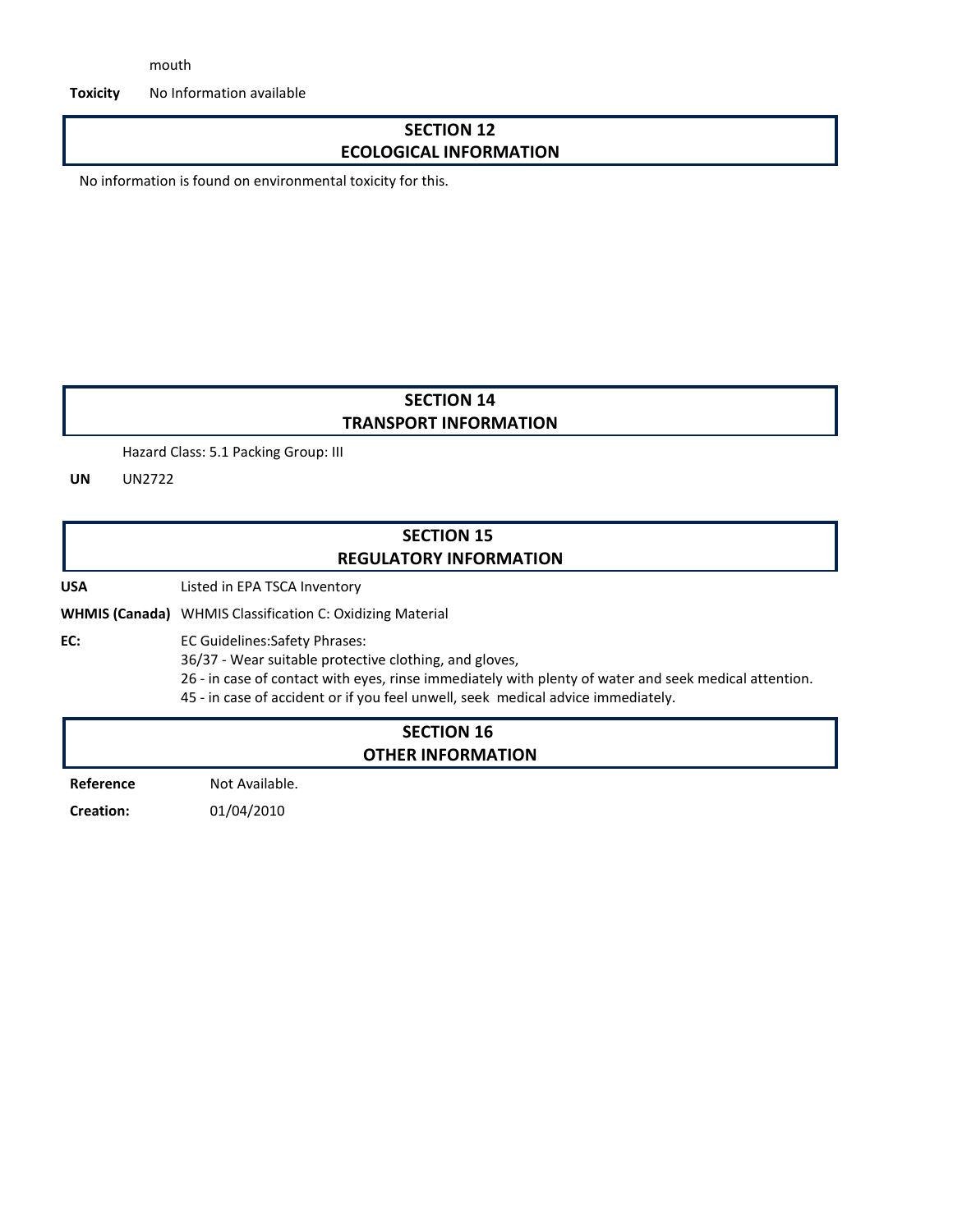mouth

**Toxicity** No Information available

## SECTION 12
## ECOLOGICAL INFORMATION

No information is found on environmental toxicity for this.

## SECTION 14
## TRANSPORT INFORMATION

Hazard Class: 5.1 Packing Group: III

**UN** UN2722

## SECTION 15
## REGULATORY INFORMATION

**USA** Listed in EPA TSCA Inventory

**WHMIS (Canada)** WHMIS Classification C: Oxidizing Material

**EC:** EC Guidelines:Safety Phrases:
36/37 - Wear suitable protective clothing, and gloves,
26 - in case of contact with eyes, rinse immediately with plenty of water and seek medical attention.
45 - in case of accident or if you feel unwell, seek medical advice immediately.

## SECTION 16
## OTHER INFORMATION

**Reference** Not Available.

**Creation:** 01/04/2010